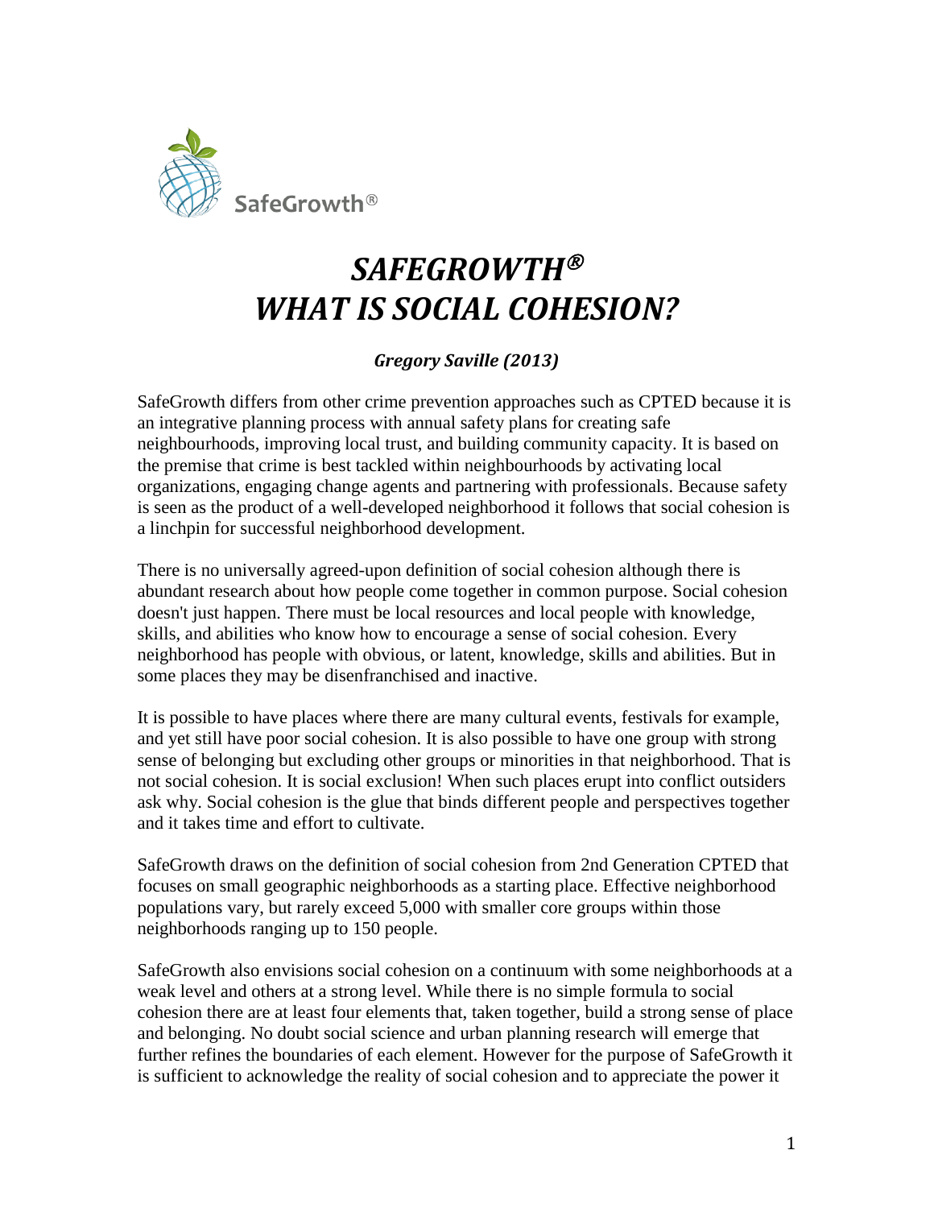SafeGrowth®

# *SAFEGROWTH®*
# *WHAT IS SOCIAL COHESION?*

***Gregory Saville (2013)***

SafeGrowth differs from other crime prevention approaches such as CPTED because it is an integrative planning process with annual safety plans for creating safe neighbourhoods, improving local trust, and building community capacity. It is based on the premise that crime is best tackled within neighbourhoods by activating local organizations, engaging change agents and partnering with professionals. Because safety is seen as the product of a well-developed neighborhood it follows that social cohesion is a linchpin for successful neighborhood development.

There is no universally agreed-upon definition of social cohesion although there is abundant research about how people come together in common purpose. Social cohesion doesn't just happen. There must be local resources and local people with knowledge, skills, and abilities who know how to encourage a sense of social cohesion. Every neighborhood has people with obvious, or latent, knowledge, skills and abilities. But in some places they may be disenfranchised and inactive.

It is possible to have places where there are many cultural events, festivals for example, and yet still have poor social cohesion. It is also possible to have one group with strong sense of belonging but excluding other groups or minorities in that neighborhood. That is not social cohesion. It is social exclusion! When such places erupt into conflict outsiders ask why. Social cohesion is the glue that binds different people and perspectives together and it takes time and effort to cultivate.

SafeGrowth draws on the definition of social cohesion from 2nd Generation CPTED that focuses on small geographic neighborhoods as a starting place. Effective neighborhood populations vary, but rarely exceed 5,000 with smaller core groups within those neighborhoods ranging up to 150 people.

SafeGrowth also envisions social cohesion on a continuum with some neighborhoods at a weak level and others at a strong level. While there is no simple formula to social cohesion there are at least four elements that, taken together, build a strong sense of place and belonging. No doubt social science and urban planning research will emerge that further refines the boundaries of each element. However for the purpose of SafeGrowth it is sufficient to acknowledge the reality of social cohesion and to appreciate the power it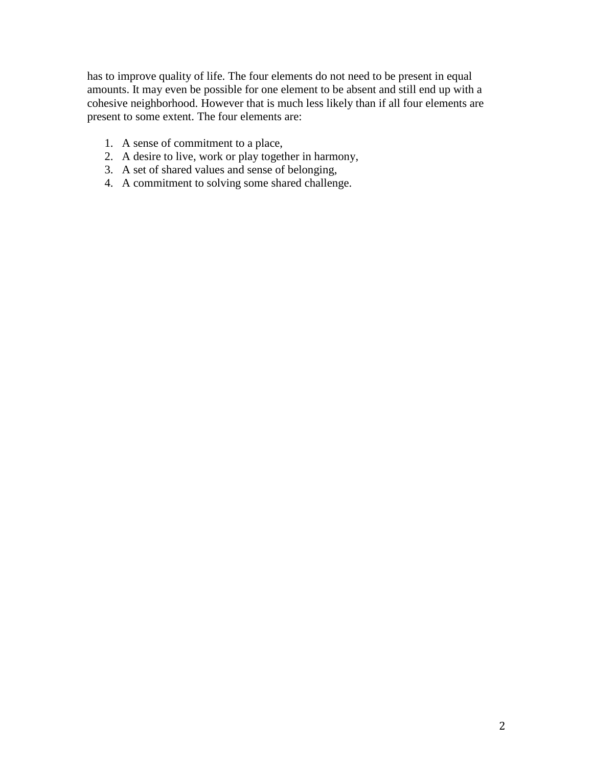has to improve quality of life. The four elements do not need to be present in equal amounts. It may even be possible for one element to be absent and still end up with a cohesive neighborhood. However that is much less likely than if all four elements are present to some extent. The four elements are:

1. A sense of commitment to a place,
2. A desire to live, work or play together in harmony,
3. A set of shared values and sense of belonging,
4. A commitment to solving some shared challenge.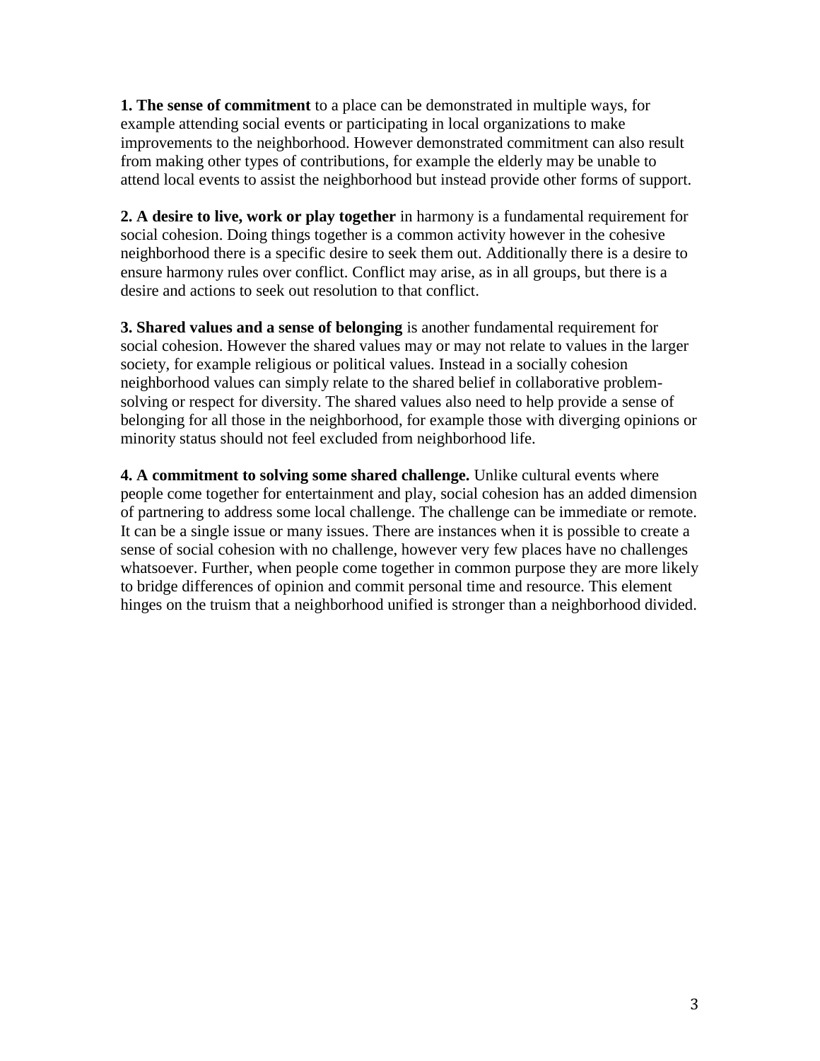**1. The sense of commitment** to a place can be demonstrated in multiple ways, for example attending social events or participating in local organizations to make improvements to the neighborhood. However demonstrated commitment can also result from making other types of contributions, for example the elderly may be unable to attend local events to assist the neighborhood but instead provide other forms of support.

**2. A desire to live, work or play together** in harmony is a fundamental requirement for social cohesion. Doing things together is a common activity however in the cohesive neighborhood there is a specific desire to seek them out. Additionally there is a desire to ensure harmony rules over conflict. Conflict may arise, as in all groups, but there is a desire and actions to seek out resolution to that conflict.

**3. Shared values and a sense of belonging** is another fundamental requirement for social cohesion. However the shared values may or may not relate to values in the larger society, for example religious or political values. Instead in a socially cohesion neighborhood values can simply relate to the shared belief in collaborative problem-solving or respect for diversity. The shared values also need to help provide a sense of belonging for all those in the neighborhood, for example those with diverging opinions or minority status should not feel excluded from neighborhood life.

**4. A commitment to solving some shared challenge.** Unlike cultural events where people come together for entertainment and play, social cohesion has an added dimension of partnering to address some local challenge. The challenge can be immediate or remote. It can be a single issue or many issues. There are instances when it is possible to create a sense of social cohesion with no challenge, however very few places have no challenges whatsoever. Further, when people come together in common purpose they are more likely to bridge differences of opinion and commit personal time and resource. This element hinges on the truism that a neighborhood unified is stronger than a neighborhood divided.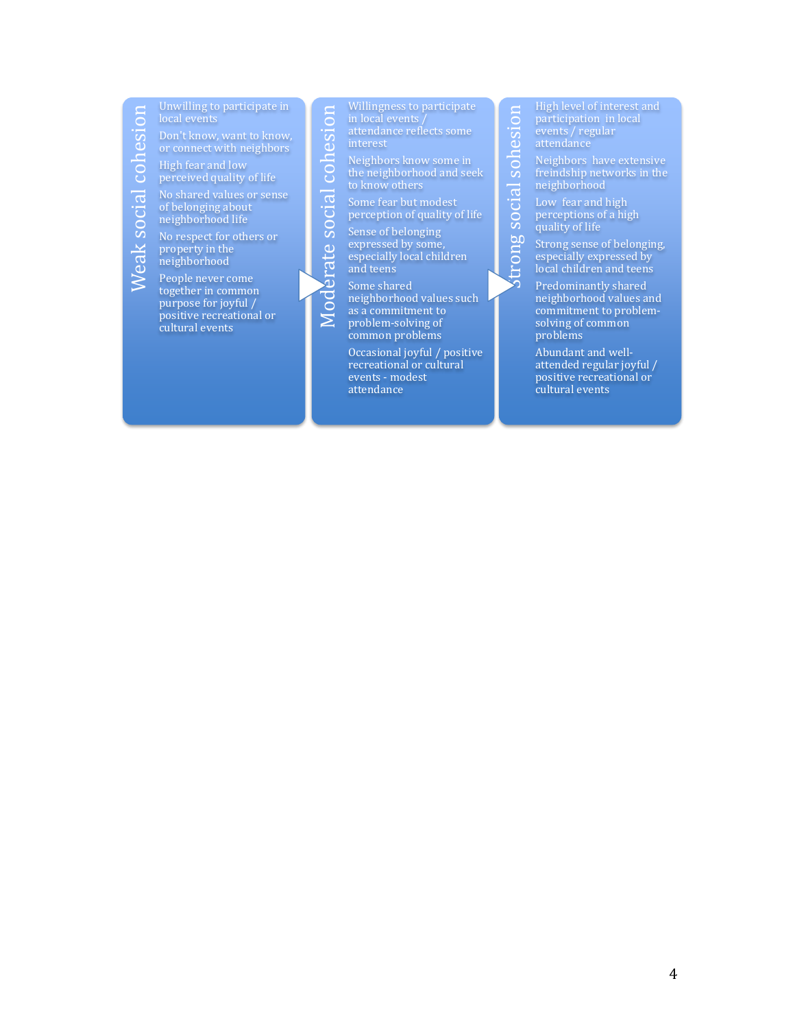## Weak social cohesion

- Unwilling to participate in local events
- Don't know, want to know, or connect with neighbors
- High fear and low perceived quality of life
- No shared values or sense of belonging about neighborhood life
- No respect for others or property in the neighborhood
- People never come together in common purpose for joyful / positive recreational or cultural events

## Moderate social cohesion

- Willingness to participate in local events / attendance reflects some interest
- Neighbors know some in the neighborhood and seek to know others
- Some fear but modest perception of quality of life
- Sense of belonging expressed by some, especially local children and teens
- Some shared neighborhood values such as a commitment to problem-solving of common problems
- Occasional joyful / positive recreational or cultural events - modest attendance

## Strong social sohesion

- High level of interest and participation in local events / regular attendance
- Neighbors have extensive freindship networks in the neighborhood
- Low fear and high perceptions of a high quality of life
- Strong sense of belonging, especially expressed by local children and teens
- Predominantly shared neighborhood values and commitment to problem-solving of common problems
- Abundant and well-attended regular joyful / positive recreational or cultural events